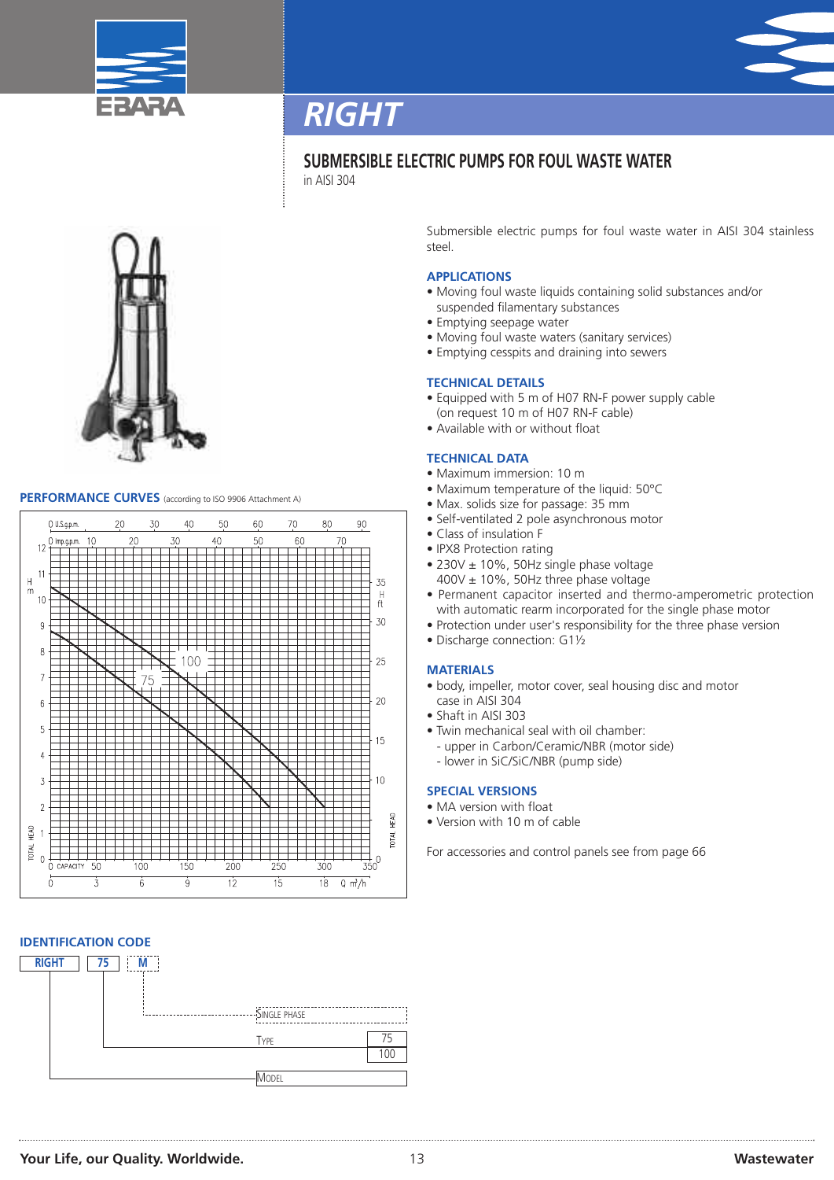# RIGHT

## SUBMERSIBLE ELECTRIC PUMPS FOR FOUL WASTE WATER

in AISI 304

Submersible electric pumps for foul waste water in AISI 304 stainless steel.

### APPLICATIONS

- Moving foul waste liquids containing solid substances and/or suspended filamentary substances
- Emptying seepage water
- Moving foul waste waters (sanitary services)
- Emptying cesspits and draining into sewers

### TECHNICAL DETAILS

- Equipped with 5 m of H07 RN-F power supply cable (on request 10 m of H07 RN-F cable)
- Available with or without float

### TECHNICAL DATA

- Maximum immersion: 10 m
- Maximum temperature of the liquid: 50°C
- Max. solids size for passage: 35 mm
- Self-ventilated 2 pole asynchronous motor
- Class of insulation F
- IPX8 Protection rating
- 230V ± 10%, 50Hz single phase voltage
  400V ± 10%, 50Hz three phase voltage
- Permanent capacitor inserted and thermo-amperometric protection with automatic rearm incorporated for the single phase motor
- Protection under user's responsibility for the three phase version
- Discharge connection: G1½

### MATERIALS

- body, impeller, motor cover, seal housing disc and motor case in AISI 304
- Shaft in AISI 303
- Twin mechanical seal with oil chamber:
  - upper in Carbon/Ceramic/NBR (motor side)
  - lower in SiC/SiC/NBR (pump side)

### SPECIAL VERSIONS

- MA version with float
- Version with 10 m of cable

For accessories and control panels see from page 66

### PERFORMANCE CURVES (according to ISO 9906 Attachment A)

### IDENTIFICATION CODE

| RIGHT | 75 | M |
|---|---|---|

- M: Single phase
- 75 / 100: Type
- RIGHT: Model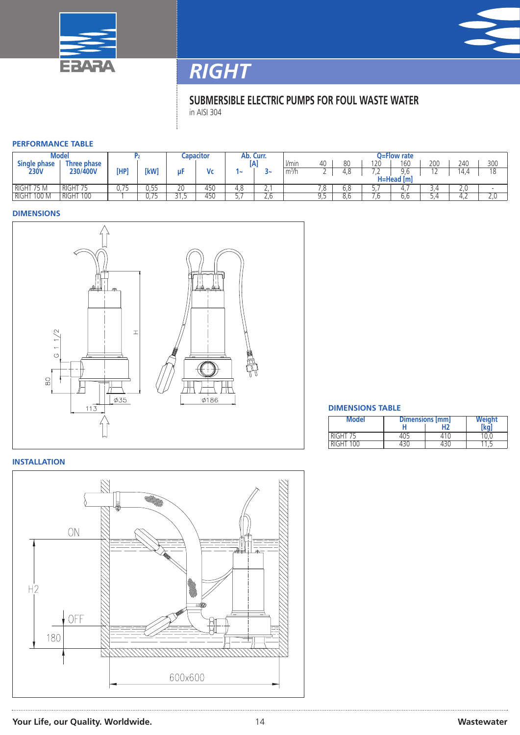# RIGHT

## SUBMERSIBLE ELECTRIC PUMPS FOR FOUL WASTE WATER

in AISI 304

### PERFORMANCE TABLE

| Model | | P₂ | | Capacitor | | Ab. Curr. [A] | | Q=Flow rate | | | | | | | |
|---|---|---|---|---|---|---|---|---|---|---|---|---|---|---|---|
| Single phase 230V | Three phase 230/400V | [HP] | [kW] | µF | Vc | 1~ | 3~ | l/min | 40 | 80 | 120 | 160 | 200 | 240 | 300 |
| | | | | | | | | $m^3/h$ | 2 | 4,8 | 7,2 | 9,6 | 12 | 14,4 | 18 |
| | | | | | | | | H=Head [m] | | | | | | | |
| RIGHT 75 M | RIGHT 75 | 0,75 | 0,55 | 20 | 450 | 4,8 | 2,1 | | 7,8 | 6,8 | 5,7 | 4,7 | 3,4 | 2,0 | - |
| RIGHT 100 M | RIGHT 100 | 1 | 0,75 | 31,5 | 450 | 5,7 | 2,6 | | 9,5 | 8,6 | 7,6 | 6,6 | 5,4 | 4,2 | 2,0 |

### DIMENSIONS

### DIMENSIONS TABLE

| Model | Dimensions [mm] | | Weight [kg] |
|---|---|---|---|
| | H | H2 | |
| RIGHT 75 | 405 | 410 | 10,0 |
| RIGHT 100 | 430 | 430 | 11,5 |

### INSTALLATION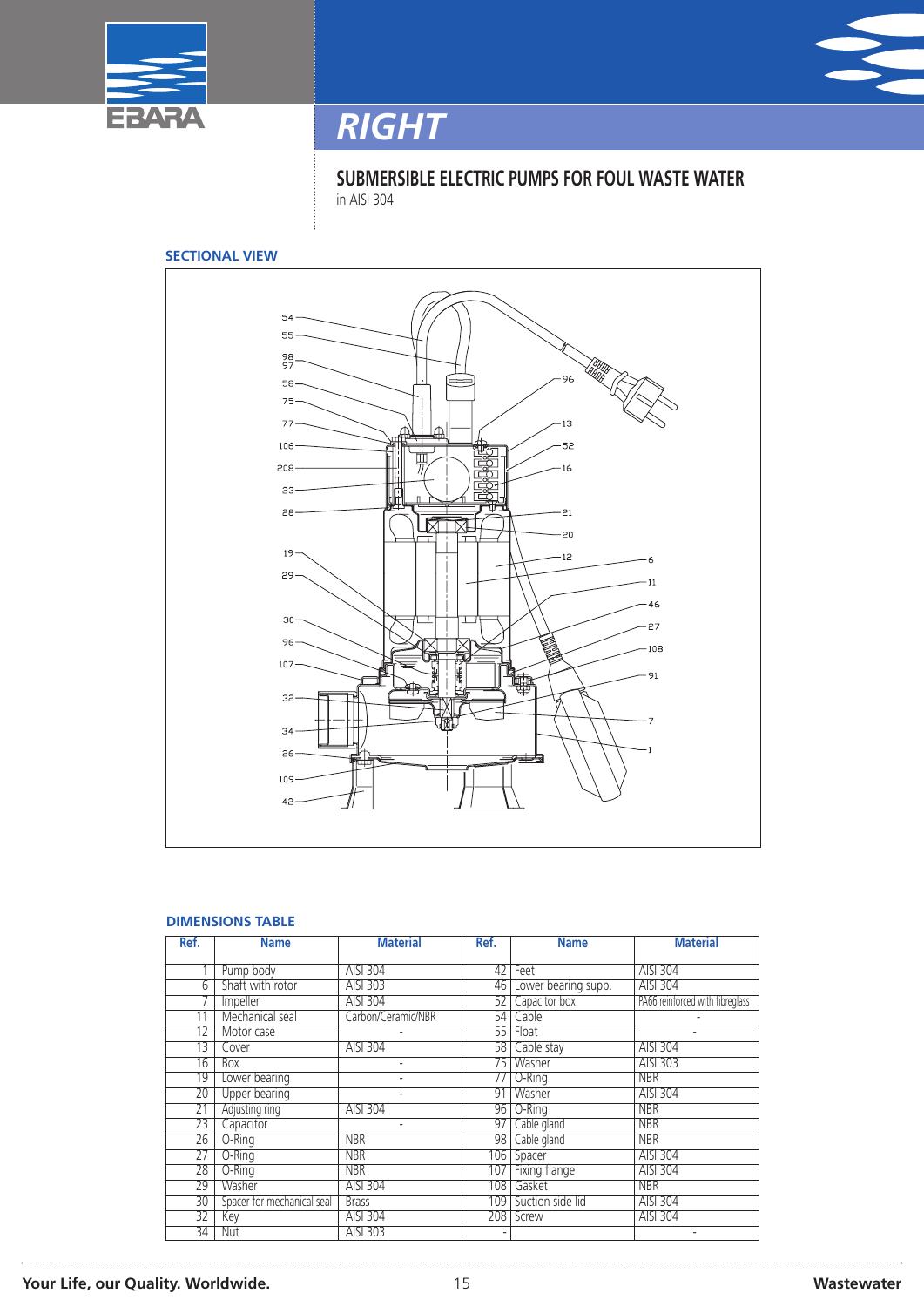# RIGHT

## SUBMERSIBLE ELECTRIC PUMPS FOR FOUL WASTE WATER

in AISI 304

### SECTIONAL VIEW

54
55
98
97
58
75
77
106
208
23
28
19
29
30
96
107
32
34
26
109
42
96
13
52
16
21
20
12
6
11
46
27
108
91
7
1

### DIMENSIONS TABLE

| Ref. | Name | Material | Ref. | Name | Material |
|---|---|---|---|---|---|
| 1 | Pump body | AISI 304 | 42 | Feet | AISI 304 |
| 6 | Shaft with rotor | AISI 303 | 46 | Lower bearing supp. | AISI 304 |
| 7 | Impeller | AISI 304 | 52 | Capacitor box | PA66 reinforced with fibreglass |
| 11 | Mechanical seal | Carbon/Ceramic/NBR | 54 | Cable | - |
| 12 | Motor case | - | 55 | Float | - |
| 13 | Cover | AISI 304 | 58 | Cable stay | AISI 304 |
| 16 | Box | - | 75 | Washer | AISI 303 |
| 19 | Lower bearing | - | 77 | O-Ring | NBR |
| 20 | Upper bearing | - | 91 | Washer | AISI 304 |
| 21 | Adjusting ring | AISI 304 | 96 | O-Ring | NBR |
| 23 | Capacitor | - | 97 | Cable gland | NBR |
| 26 | O-Ring | NBR | 98 | Cable gland | NBR |
| 27 | O-Ring | NBR | 106 | Spacer | AISI 304 |
| 28 | O-Ring | NBR | 107 | Fixing flange | AISI 304 |
| 29 | Washer | AISI 304 | 108 | Gasket | NBR |
| 30 | Spacer for mechanical seal | Brass | 109 | Suction side lid | AISI 304 |
| 32 | Key | AISI 304 | 208 | Screw | AISI 304 |
| 34 | Nut | AISI 303 | - | | - |